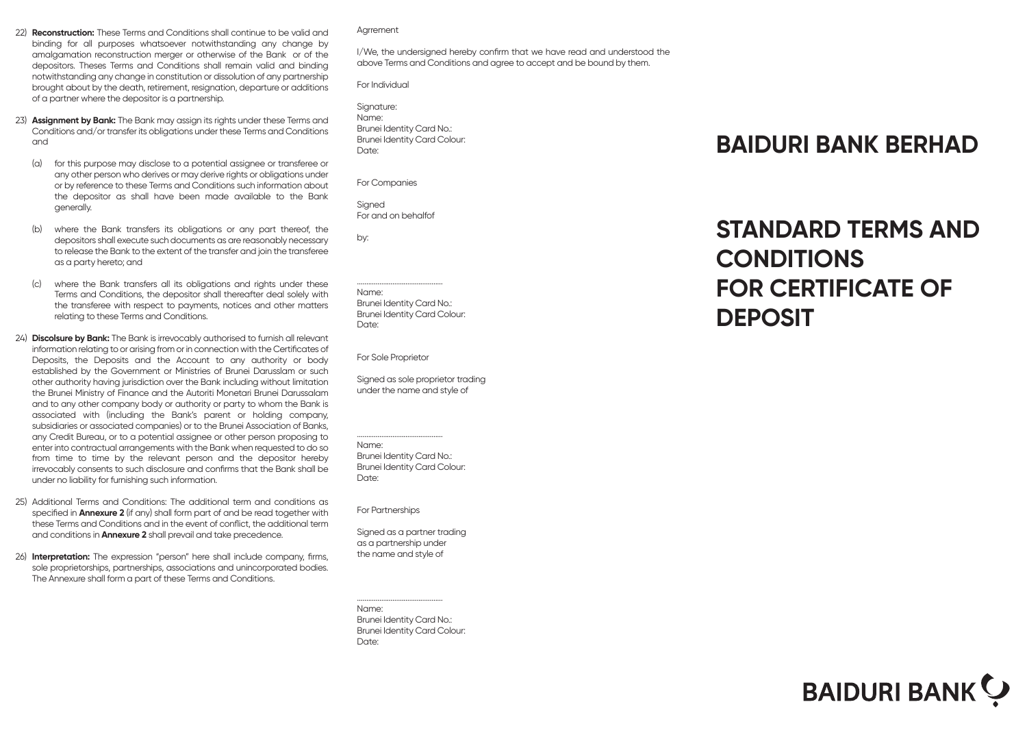22) **Reconstruction:** These Terms and Conditions shall continue to be valid and binding for all purposes whatsoever notwithstanding any change by amalgamation reconstruction merger or otherwise of the Bank or of the depositors. Theses Terms and Conditions shall remain valid and binding notwithstanding any change in constitution or dissolution of any partnership brought about by the death, retirement, resignation, departure or additions of a partner where the depositor is a partnership.

23) **Assignment by Bank:** The Bank may assign its rights under these Terms and Conditions and/or transfer its obligations under these Terms and Conditions and

    (a) for this purpose may disclose to a potential assignee or transferee or any other person who derives or may derive rights or obligations under or by reference to these Terms and Conditions such information about the depositor as shall have been made available to the Bank generally.

    (b) where the Bank transfers its obligations or any part thereof, the depositors shall execute such documents as are reasonably necessary to release the Bank to the extent of the transfer and join the transferee as a party hereto; and

    (c) where the Bank transfers all its obligations and rights under these Terms and Conditions, the depositor shall thereafter deal solely with the transferee with respect to payments, notices and other matters relating to these Terms and Conditions.

24) **Discolsure by Bank:** The Bank is irrevocably authorised to furnish all relevant information relating to or arising from or in connection with the Certificates of Deposits, the Deposits and the Account to any authority or body established by the Government or Ministries of Brunei Darusslam or such other authority having jurisdiction over the Bank including without limitation the Brunei Ministry of Finance and the Autoriti Monetari Brunei Darussalam and to any other company body or authority or party to whom the Bank is associated with (including the Bank's parent or holding company, subsidiaries or associated companies) or to the Brunei Association of Banks, any Credit Bureau, or to a potential assignee or other person proposing to enter into contractual arrangements with the Bank when requested to do so from time to time by the relevant person and the depositor hereby irrevocably consents to such disclosure and confirms that the Bank shall be under no liability for furnishing such information.

25) Additional Terms and Conditions: The additional term and conditions as specified in **Annexure 2** (if any) shall form part of and be read together with these Terms and Conditions and in the event of conflict, the additional term and conditions in **Annexure 2** shall prevail and take precedence.

26) **Interpretation:** The expression "person" here shall include company, firms, sole proprietorships, partnerships, associations and unincorporated bodies. The Annexure shall form a part of these Terms and Conditions.

Agrrement

I/We, the undersigned hereby confirm that we have read and understood the above Terms and Conditions and agree to accept and be bound by them.

For Individual

Signature:
Name:
Brunei Identity Card No.:
Brunei Identity Card Colour:
Date:

For Companies

Signed
For and on behalfof

by:

..............................................
Name:
Brunei Identity Card No.:
Brunei Identity Card Colour:
Date:

For Sole Proprietor

Signed as sole proprietor trading under the name and style of

..............................................
Name:
Brunei Identity Card No.:
Brunei Identity Card Colour:
Date:

For Partnerships

Signed as a partner trading as a partnership under the name and style of

..............................................
Name:
Brunei Identity Card No.:
Brunei Identity Card Colour:
Date:

# BAIDURI BANK BERHAD

# STANDARD TERMS AND CONDITIONS FOR CERTIFICATE OF DEPOSIT

BAIDURI BANK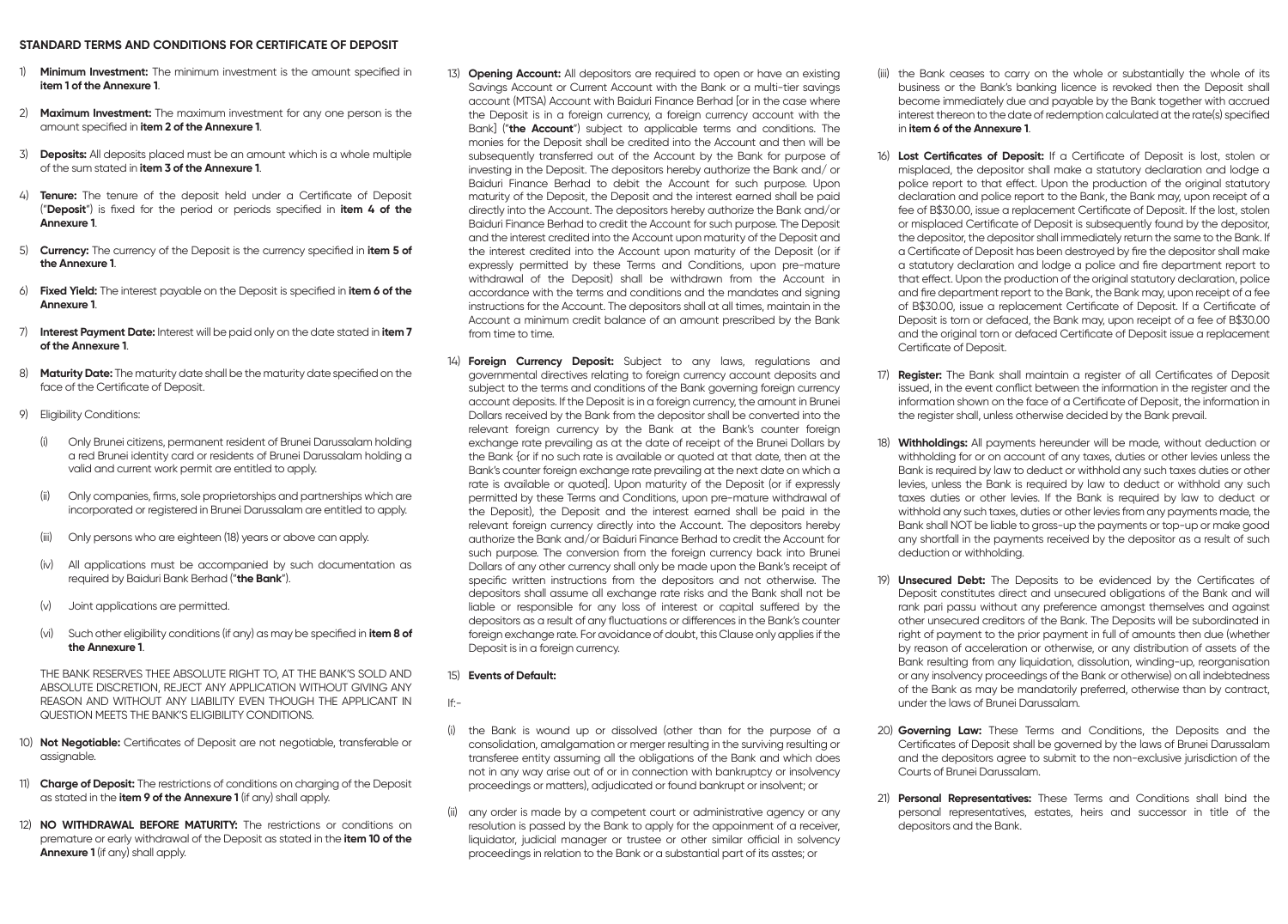## STANDARD TERMS AND CONDITIONS FOR CERTIFICATE OF DEPOSIT

1) **Minimum Investment:** The minimum investment is the amount specified in **item 1 of the Annexure 1**.

2) **Maximum Investment:** The maximum investment for any one person is the amount specified in **item 2 of the Annexure 1**.

3) **Deposits:** All deposits placed must be an amount which is a whole multiple of the sum stated in **item 3 of the Annexure 1**.

4) **Tenure:** The tenure of the deposit held under a Certificate of Deposit ("**Deposit**") is fixed for the period or periods specified in **item 4 of the Annexure 1**.

5) **Currency:** The currency of the Deposit is the currency specified in **item 5 of the Annexure 1**.

6) **Fixed Yield:** The interest payable on the Deposit is specified in **item 6 of the Annexure 1**.

7) **Interest Payment Date:** Interest will be paid only on the date stated in **item 7 of the Annexure 1**.

8) **Maturity Date:** The maturity date shall be the maturity date specified on the face of the Certificate of Deposit.

9) Eligibility Conditions:

   (i) Only Brunei citizens, permanent resident of Brunei Darussalam holding a red Brunei identity card or residents of Brunei Darussalam holding a valid and current work permit are entitled to apply.

   (ii) Only companies, firms, sole proprietorships and partnerships which are incorporated or registered in Brunei Darussalam are entitled to apply.

   (iii) Only persons who are eighteen (18) years or above can apply.

   (iv) All applications must be accompanied by such documentation as required by Baiduri Bank Berhad ("**the Bank**").

   (v) Joint applications are permitted.

   (vi) Such other eligibility conditions (if any) as may be specified in **item 8 of the Annexure 1**.

   THE BANK RESERVES THEE ABSOLUTE RIGHT TO, AT THE BANK'S SOLD AND ABSOLUTE DISCRETION, REJECT ANY APPLICATION WITHOUT GIVING ANY REASON AND WITHOUT ANY LIABILITY EVEN THOUGH THE APPLICANT IN QUESTION MEETS THE BANK'S ELIGIBILITY CONDITIONS.

10) **Not Negotiable:** Certificates of Deposit are not negotiable, transferable or assignable.

11) **Charge of Deposit:** The restrictions of conditions on charging of the Deposit as stated in the **item 9 of the Annexure 1** (if any) shall apply.

12) **NO WITHDRAWAL BEFORE MATURITY:** The restrictions or conditions on premature or early withdrawal of the Deposit as stated in the **item 10 of the Annexure 1** (if any) shall apply.

13) **Opening Account:** All depositors are required to open or have an existing Savings Account or Current Account with the Bank or a multi-tier savings account (MTSA) Account with Baiduri Finance Berhad [or in the case where the Deposit is in a foreign currency, a foreign currency account with the Bank] ("**the Account**") subject to applicable terms and conditions. The monies for the Deposit shall be credited into the Account and then will be subsequently transferred out of the Account by the Bank for purpose of investing in the Deposit. The depositors hereby authorize the Bank and/ or Baiduri Finance Berhad to debit the Account for such purpose. Upon maturity of the Deposit, the Deposit and the interest earned shall be paid directly into the Account. The depositors hereby authorize the Bank and/or Baiduri Finance Berhad to credit the Account for such purpose. The Deposit and the interest credited into the Account upon maturity of the Deposit and the interest credited into the Account upon maturity of the Deposit (or if expressly permitted by these Terms and Conditions, upon pre-mature withdrawal of the Deposit) shall be withdrawn from the Account in accordance with the terms and conditions and the mandates and signing instructions for the Account. The depositors shall at all times, maintain in the Account a minimum credit balance of an amount prescribed by the Bank from time to time.

14) **Foreign Currency Deposit:** Subject to any laws, regulations and governmental directives relating to foreign currency account deposits and subject to the terms and conditions of the Bank governing foreign currency account deposits. If the Deposit is in a foreign currency, the amount in Brunei Dollars received by the Bank from the depositor shall be converted into the relevant foreign currency by the Bank at the Bank's counter foreign exchange rate prevailing as at the date of receipt of the Brunei Dollars by the Bank {or if no such rate is available or quoted at that date, then at the Bank's counter foreign exchange rate prevailing at the next date on which a rate is available or quoted]. Upon maturity of the Deposit (or if expressly permitted by these Terms and Conditions, upon pre-mature withdrawal of the Deposit), the Deposit and the interest earned shall be paid in the relevant foreign currency directly into the Account. The depositors hereby authorize the Bank and/or Baiduri Finance Berhad to credit the Account for such purpose. The conversion from the foreign currency back into Brunei Dollars of any other currency shall only be made upon the Bank's receipt of specific written instructions from the depositors and not otherwise. The depositors shall assume all exchange rate risks and the Bank shall not be liable or responsible for any loss of interest or capital suffered by the depositors as a result of any fluctuations or differences in the Bank's counter foreign exchange rate. For avoidance of doubt, this Clause only applies if the Deposit is in a foreign currency.

15) **Events of Default:**

If:-

(i) the Bank is wound up or dissolved (other than for the purpose of a consolidation, amalgamation or merger resulting in the surviving resulting or transferee entity assuming all the obligations of the Bank and which does not in any way arise out of or in connection with bankruptcy or insolvency proceedings or matters), adjudicated or found bankrupt or insolvent; or

(ii) any order is made by a competent court or administrative agency or any resolution is passed by the Bank to apply for the appoinment of a receiver, liquidator, judicial manager or trustee or other similar official in solvency proceedings in relation to the Bank or a substantial part of its asstes; or

(iii) the Bank ceases to carry on the whole or substantially the whole of its business or the Bank's banking licence is revoked then the Deposit shall become immediately due and payable by the Bank together with accrued interest thereon to the date of redemption calculated at the rate(s) specified in **item 6 of the Annexure 1**.

16) **Lost Certificates of Deposit:** If a Certificate of Deposit is lost, stolen or misplaced, the depositor shall make a statutory declaration and lodge a police report to that effect. Upon the production of the original statutory declaration and police report to the Bank, the Bank may, upon receipt of a fee of B$30.00, issue a replacement Certificate of Deposit. If the lost, stolen or misplaced Certificate of Deposit is subsequently found by the depositor, the depositor, the depositor shall immediately return the same to the Bank. If a Certificate of Deposit has been destroyed by fire the depositor shall make a statutory declaration and lodge a police and fire department report to that effect. Upon the production of the original statutory declaration, police and fire department report to the Bank, the Bank may, upon receipt of a fee of B$30.00, issue a replacement Certificate of Deposit. If a Certificate of Deposit is torn or defaced, the Bank may, upon receipt of a fee of B$30.00 and the original torn or defaced Certificate of Deposit issue a replacement Certificate of Deposit.

17) **Register:** The Bank shall maintain a register of all Certificates of Deposit issued, in the event conflict between the information in the register and the information shown on the face of a Certificate of Deposit, the information in the register shall, unless otherwise decided by the Bank prevail.

18) **Withholdings:** All payments hereunder will be made, without deduction or withholding for or on account of any taxes, duties or other levies unless the Bank is required by law to deduct or withhold any such taxes duties or other levies, unless the Bank is required by law to deduct or withhold any such taxes duties or other levies. If the Bank is required by law to deduct or withhold any such taxes, duties or other levies from any payments made, the Bank shall NOT be liable to gross-up the payments or top-up or make good any shortfall in the payments received by the depositor as a result of such deduction or withholding.

19) **Unsecured Debt:** The Deposits to be evidenced by the Certificates of Deposit constitutes direct and unsecured obligations of the Bank and will rank pari passu without any preference amongst themselves and against other unsecured creditors of the Bank. The Deposits will be subordinated in right of payment to the prior payment in full of amounts then due (whether by reason of acceleration or otherwise, or any distribution of assets of the Bank resulting from any liquidation, dissolution, winding-up, reorganisation or any insolvency proceedings of the Bank or otherwise) on all indebtedness of the Bank as may be mandatorily preferred, otherwise than by contract, under the laws of Brunei Darussalam.

20) **Governing Law:** These Terms and Conditions, the Deposits and the Certificates of Deposit shall be governed by the laws of Brunei Darussalam and the depositors agree to submit to the non-exclusive jurisdiction of the Courts of Brunei Darussalam.

21) **Personal Representatives:** These Terms and Conditions shall bind the personal representatives, estates, heirs and successor in title of the depositors and the Bank.